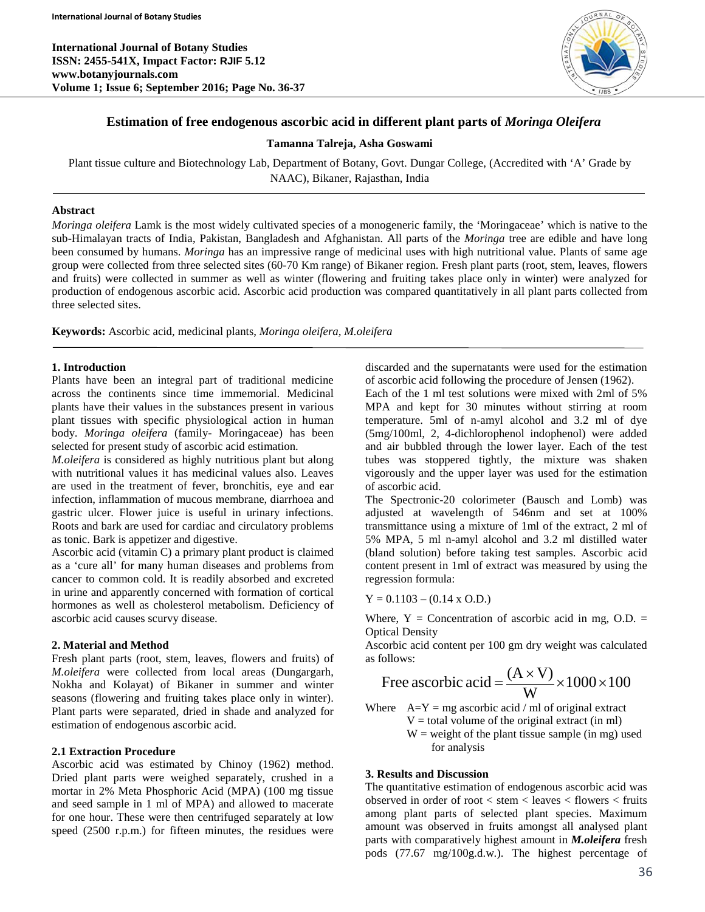# Estimation of free endogenous ascorbic acid in different plant parts of *Moringa Oleifera*

**Tamanna Talreja, Asha Goswami**

Plant tissue culture and Biotechnology Lab, Department of Botany, Govt. Dungar College, (Accredited with 'A' Grade by NAAC), Bikaner, Rajasthan, India

## Abstract

*Moringa oleifera* Lamk is the most widely cultivated species of a monogeneric family, the 'Moringaceae' which is native to the sub-Himalayan tracts of India, Pakistan, Bangladesh and Afghanistan. All parts of the *Moringa* tree are edible and have long been consumed by humans. *Moringa* has an impressive range of medicinal uses with high nutritional value. Plants of same age group were collected from three selected sites (60-70 Km range) of Bikaner region. Fresh plant parts (root, stem, leaves, flowers and fruits) were collected in summer as well as winter (flowering and fruiting takes place only in winter) were analyzed for production of endogenous ascorbic acid. Ascorbic acid production was compared quantitatively in all plant parts collected from three selected sites.

**Keywords:** Ascorbic acid, medicinal plants, *Moringa oleifera, M.oleifera*

## 1. Introduction

Plants have been an integral part of traditional medicine across the continents since time immemorial. Medicinal plants have their values in the substances present in various plant tissues with specific physiological action in human body. *Moringa oleifera* (family- Moringaceae) has been selected for present study of ascorbic acid estimation.

*M.oleifera* is considered as highly nutritious plant but along with nutritional values it has medicinal values also. Leaves are used in the treatment of fever, bronchitis, eye and ear infection, inflammation of mucous membrane, diarrhoea and gastric ulcer. Flower juice is useful in urinary infections. Roots and bark are used for cardiac and circulatory problems as tonic. Bark is appetizer and digestive.

Ascorbic acid (vitamin C) a primary plant product is claimed as a 'cure all' for many human diseases and problems from cancer to common cold. It is readily absorbed and excreted in urine and apparently concerned with formation of cortical hormones as well as cholesterol metabolism. Deficiency of ascorbic acid causes scurvy disease.

## 2. Material and Method

Fresh plant parts (root, stem, leaves, flowers and fruits) of *M.oleifera* were collected from local areas (Dungargarh, Nokha and Kolayat) of Bikaner in summer and winter seasons (flowering and fruiting takes place only in winter). Plant parts were separated, dried in shade and analyzed for estimation of endogenous ascorbic acid.

### 2.1 Extraction Procedure

Ascorbic acid was estimated by Chinoy (1962) method. Dried plant parts were weighed separately, crushed in a mortar in 2% Meta Phosphoric Acid (MPA) (100 mg tissue and seed sample in 1 ml of MPA) and allowed to macerate for one hour. These were then centrifuged separately at low speed (2500 r.p.m.) for fifteen minutes, the residues were discarded and the supernatants were used for the estimation of ascorbic acid following the procedure of Jensen (1962).

Each of the 1 ml test solutions were mixed with 2ml of 5% MPA and kept for 30 minutes without stirring at room temperature. 5ml of n-amyl alcohol and 3.2 ml of dye (5mg/100ml, 2, 4-dichlorophenol indophenol) were added and air bubbled through the lower layer. Each of the test tubes was stoppered tightly, the mixture was shaken vigorously and the upper layer was used for the estimation of ascorbic acid.

The Spectronic-20 colorimeter (Bausch and Lomb) was adjusted at wavelength of 546nm and set at 100% transmittance using a mixture of 1ml of the extract, 2 ml of 5% MPA, 5 ml n-amyl alcohol and 3.2 ml distilled water (bland solution) before taking test samples. Ascorbic acid content present in 1ml of extract was measured by using the regression formula:

$$Y = 0.1103 - (0.14 \times \text{O.D.})$$

Where, Y = Concentration of ascorbic acid in mg, O.D. = Optical Density

Ascorbic acid content per 100 gm dry weight was calculated as follows:

$$\text{Free ascorbic acid} = \frac{(A \times V)}{W} \times 1000 \times 100$$

Where A=Y = mg ascorbic acid / ml of original extract
V = total volume of the original extract (in ml)
W = weight of the plant tissue sample (in mg) used for analysis

## 3. Results and Discussion

The quantitative estimation of endogenous ascorbic acid was observed in order of root < stem < leaves < flowers < fruits among plant parts of selected plant species. Maximum amount was observed in fruits amongst all analysed plant parts with comparatively highest amount in ***M.oleifera*** fresh pods (77.67 mg/100g.d.w.). The highest percentage of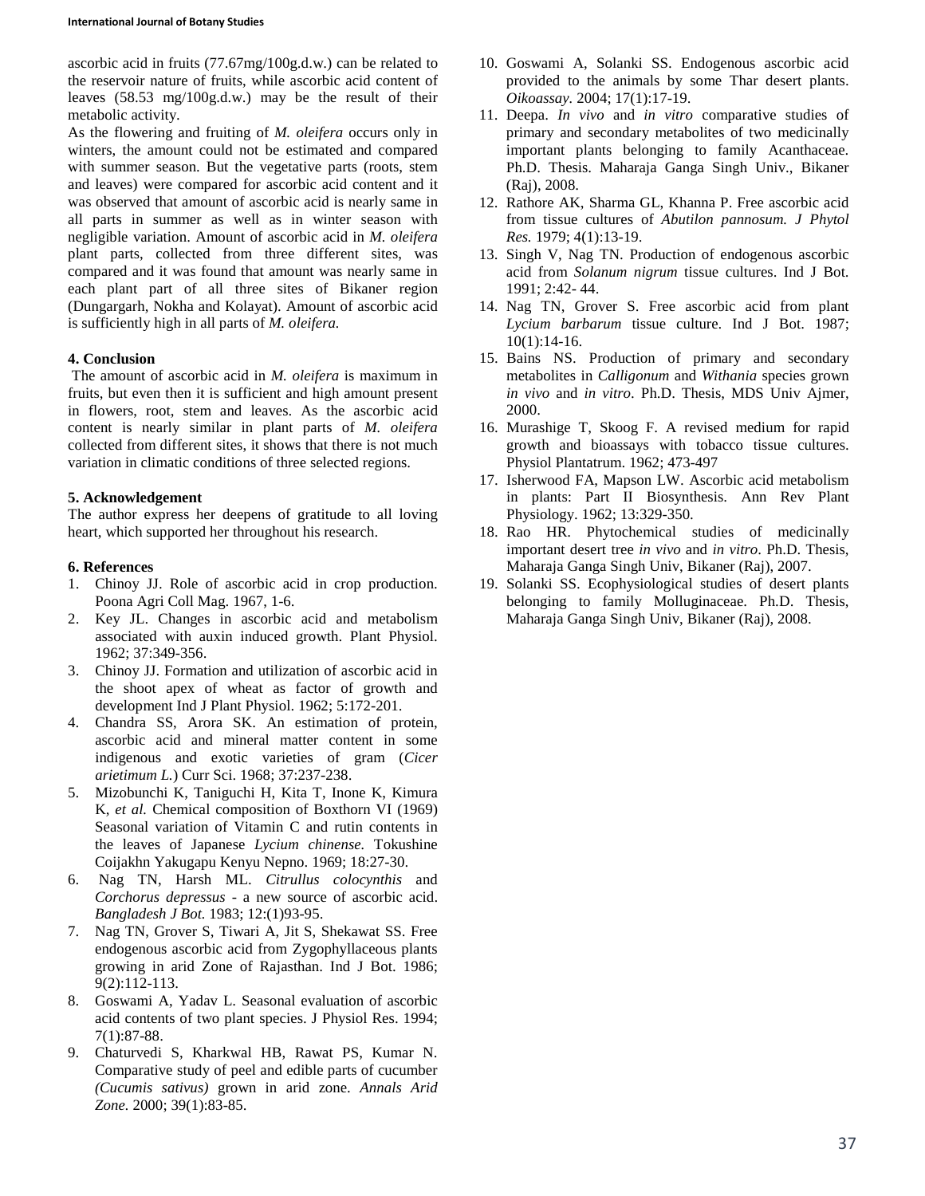ascorbic acid in fruits (77.67mg/100g.d.w.) can be related to the reservoir nature of fruits, while ascorbic acid content of leaves (58.53 mg/100g.d.w.) may be the result of their metabolic activity.

As the flowering and fruiting of *M. oleifera* occurs only in winters, the amount could not be estimated and compared with summer season. But the vegetative parts (roots, stem and leaves) were compared for ascorbic acid content and it was observed that amount of ascorbic acid is nearly same in all parts in summer as well as in winter season with negligible variation. Amount of ascorbic acid in *M. oleifera* plant parts, collected from three different sites, was compared and it was found that amount was nearly same in each plant part of all three sites of Bikaner region (Dungargarh, Nokha and Kolayat). Amount of ascorbic acid is sufficiently high in all parts of *M. oleifera.*

## 4. Conclusion

The amount of ascorbic acid in *M. oleifera* is maximum in fruits, but even then it is sufficient and high amount present in flowers, root, stem and leaves. As the ascorbic acid content is nearly similar in plant parts of *M. oleifera* collected from different sites, it shows that there is not much variation in climatic conditions of three selected regions.

## 5. Acknowledgement

The author express her deepens of gratitude to all loving heart, which supported her throughout his research.

## 6. References

1. Chinoy JJ. Role of ascorbic acid in crop production. Poona Agri Coll Mag. 1967, 1-6.
2. Key JL. Changes in ascorbic acid and metabolism associated with auxin induced growth. Plant Physiol. 1962; 37:349-356.
3. Chinoy JJ. Formation and utilization of ascorbic acid in the shoot apex of wheat as factor of growth and development Ind J Plant Physiol. 1962; 5:172-201.
4. Chandra SS, Arora SK. An estimation of protein, ascorbic acid and mineral matter content in some indigenous and exotic varieties of gram (*Cicer arietimum L.*) Curr Sci. 1968; 37:237-238.
5. Mizobunchi K, Taniguchi H, Kita T, Inone K, Kimura K, *et al.* Chemical composition of Boxthorn VI (1969) Seasonal variation of Vitamin C and rutin contents in the leaves of Japanese *Lycium chinense.* Tokushine Coijakhn Yakugapu Kenyu Nepno. 1969; 18:27-30.
6. Nag TN, Harsh ML. *Citrullus colocynthis* and *Corchorus depressus* - a new source of ascorbic acid. *Bangladesh J Bot.* 1983; 12:(1)93-95.
7. Nag TN, Grover S, Tiwari A, Jit S, Shekawat SS. Free endogenous ascorbic acid from Zygophyllaceous plants growing in arid Zone of Rajasthan. Ind J Bot. 1986; 9(2):112-113.
8. Goswami A, Yadav L. Seasonal evaluation of ascorbic acid contents of two plant species. J Physiol Res. 1994; 7(1):87-88.
9. Chaturvedi S, Kharkwal HB, Rawat PS, Kumar N. Comparative study of peel and edible parts of cucumber *(Cucumis sativus)* grown in arid zone. *Annals Arid Zone.* 2000; 39(1):83-85.
10. Goswami A, Solanki SS. Endogenous ascorbic acid provided to the animals by some Thar desert plants. *Oikoassay*. 2004; 17(1):17-19.
11. Deepa. *In vivo* and *in vitro* comparative studies of primary and secondary metabolites of two medicinally important plants belonging to family Acanthaceae. Ph.D. Thesis. Maharaja Ganga Singh Univ., Bikaner (Raj), 2008.
12. Rathore AK, Sharma GL, Khanna P. Free ascorbic acid from tissue cultures of *Abutilon pannosum. J Phytol Res.* 1979; 4(1):13-19.
13. Singh V, Nag TN. Production of endogenous ascorbic acid from *Solanum nigrum* tissue cultures. Ind J Bot. 1991; 2:42- 44.
14. Nag TN, Grover S. Free ascorbic acid from plant *Lycium barbarum* tissue culture. Ind J Bot. 1987; 10(1):14-16.
15. Bains NS. Production of primary and secondary metabolites in *Calligonum* and *Withania* species grown *in vivo* and *in vitro*. Ph.D. Thesis, MDS Univ Ajmer, 2000.
16. Murashige T, Skoog F. A revised medium for rapid growth and bioassays with tobacco tissue cultures. Physiol Plantatrum. 1962; 473-497
17. Isherwood FA, Mapson LW. Ascorbic acid metabolism in plants: Part II Biosynthesis. Ann Rev Plant Physiology. 1962; 13:329-350.
18. Rao HR. Phytochemical studies of medicinally important desert tree *in vivo* and *in vitro*. Ph.D. Thesis, Maharaja Ganga Singh Univ, Bikaner (Raj), 2007.
19. Solanki SS. Ecophysiological studies of desert plants belonging to family Molluginaceae. Ph.D. Thesis, Maharaja Ganga Singh Univ, Bikaner (Raj), 2008.